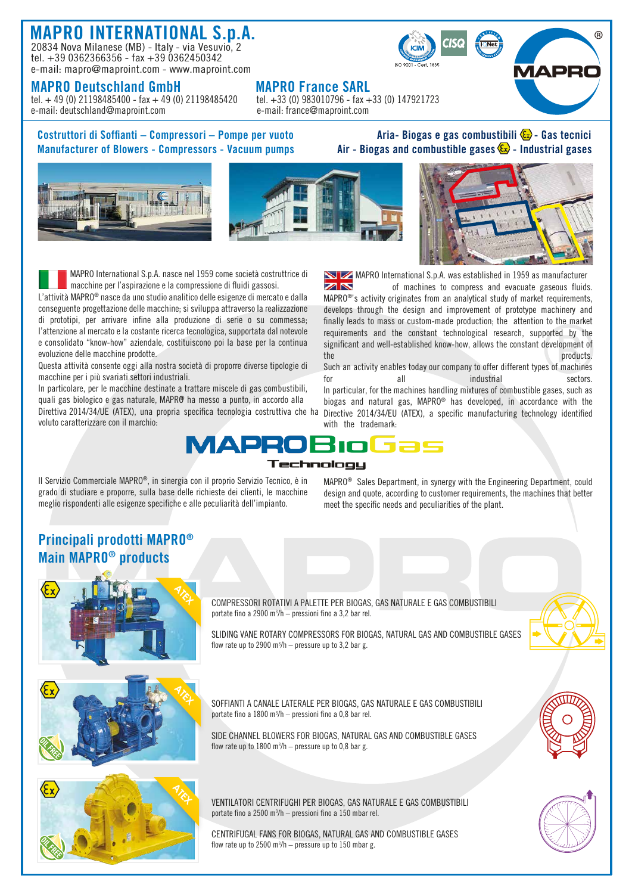# MAPRO INTERNATIONAL S.p.A.

20834 Nova Milanese (MB) - Italy - via Vesuvio, 2
tel. +39 0362366356 - fax +39 0362450342
e-mail: mapro@maproint.com - www.maproint.com

ISO 9001 - Cert. 1835

## MAPRO Deutschland GmbH

tel. + 49 (0) 21198485400 - fax + 49 (0) 21198485420
e-mail: deutschland@maproint.com

## MAPRO France SARL

tel. +33 (0) 983010796 - fax +33 (0) 147921723
e-mail: france@maproint.com

**Costruttori di Soffianti – Compressori – Pompe per vuoto**
**Manufacturer of Blowers - Compressors - Vacuum pumps**

**Aria- Biogas e gas combustibili (Ex) - Gas tecnici**
**Air - Biogas and combustible gases (Ex) - Industrial gases**

MAPRO International S.p.A. nasce nel 1959 come società costruttrice di macchine per l'aspirazione e la compressione di fluidi gassosi.
L'attività MAPRO® nasce da uno studio analitico delle esigenze di mercato e dalla conseguente progettazione delle macchine; si sviluppa attraverso la realizzazione di prototipi, per arrivare infine alla produzione di serie o su commessa; l'attenzione al mercato e la costante ricerca tecnologica, supportata dal notevole e consolidato "know-how" aziendale, costituiscono poi la base per la continua evoluzione delle macchine prodotte.
Questa attività consente oggi alla nostra società di proporre diverse tipologie di macchine per i più svariati settori industriali.
In particolare, per le macchine destinate a trattare miscele di gas combustibili, quali gas biologico e gas naturale, MAPRO® ha messo a punto, in accordo alla Direttiva 2014/34/UE (ATEX), una propria specifica tecnologia costruttiva che ha voluto caratterizzare con il marchio:

MAPRO® International S.p.A. was established in 1959 as manufacturer of machines to compress and evacuate gaseous fluids.
MAPRO®'s activity originates from an analytical study of market requirements, develops through the design and improvement of prototype machinery and finally leads to mass or custom-made production; the attention to the market requirements and the constant technological research, supported by the significant and well-established know-how, allows the constant development of the products.
Such an activity enables today our company to offer different types of machines for all industrial sectors.
In particular, for the machines handling mixtures of combustible gases, such as biogas and natural gas, MAPRO® has developed, in accordance with the Directive 2014/34/EU (ATEX), a specific manufacturing technology identified with the trademark:

**MAPROBioGas Technology**

Il Servizio Commerciale MAPRO®, in sinergia con il proprio Servizio Tecnico, è in grado di studiare e proporre, sulla base delle richieste dei clienti, le macchine meglio rispondenti alle esigenze specifiche e alle peculiarità dell'impianto.

MAPRO® Sales Department, in synergy with the Engineering Department, could design and quote, according to customer requirements, the machines that better meet the specific needs and peculiarities of the plant.

## Principali prodotti MAPRO®
## Main MAPRO® products

COMPRESSORI ROTATIVI A PALETTE PER BIOGAS, GAS NATURALE E GAS COMBUSTIBILI
portate fino a 2900 m³/h – pressioni fino a 3,2 bar rel.

SLIDING VANE ROTARY COMPRESSORS FOR BIOGAS, NATURAL GAS AND COMBUSTIBLE GASES
flow rate up to 2900 m³/h – pressure up to 3,2 bar g.

SOFFIANTI A CANALE LATERALE PER BIOGAS, GAS NATURALE E GAS COMBUSTIBILI
portate fino a 1800 m³/h – pressioni fino a 0,8 bar rel.

SIDE CHANNEL BLOWERS FOR BIOGAS, NATURAL GAS AND COMBUSTIBLE GASES
flow rate up to 1800 m³/h – pressure up to 0,8 bar g.

VENTILATORI CENTRIFUGHI PER BIOGAS, GAS NATURALE E GAS COMBUSTIBILI
portate fino a 2500 m³/h – pressioni fino a 150 mbar rel.

CENTRIFUGAL FANS FOR BIOGAS, NATURAL GAS AND COMBUSTIBLE GASES
flow rate up to 2500 m³/h – pressure up to 150 mbar g.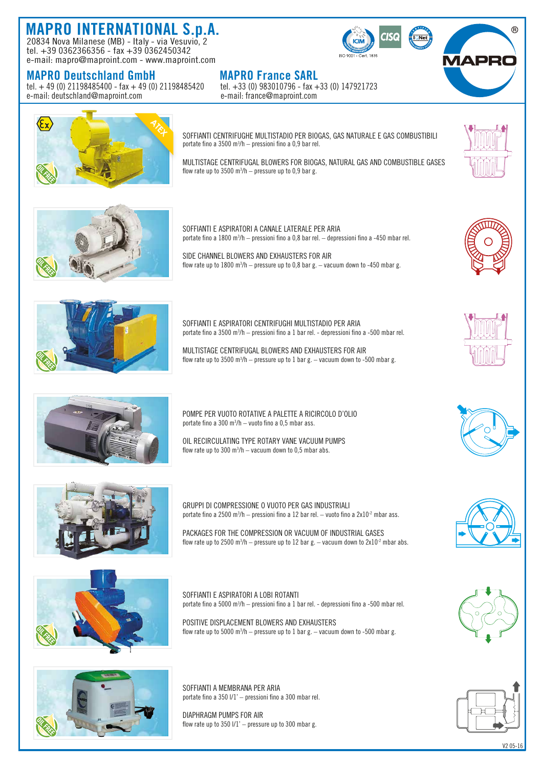# MAPRO INTERNATIONAL S.p.A.

20834 Nova Milanese (MB) - Italy - via Vesuvio, 2
tel. +39 0362366356 - fax +39 0362450342
e-mail: mapro@maproint.com - www.maproint.com

## MAPRO Deutschland GmbH

tel. + 49 (0) 21198485400 - fax + 49 (0) 21198485420
e-mail: deutschland@maproint.com

## MAPRO France SARL

tel. +33 (0) 983010796 - fax +33 (0) 147921723
e-mail: france@maproint.com

ISO 9001 - Cert. 1835

SOFFIANTI CENTRIFUGHE MULTISTADIO PER BIOGAS, GAS NATURALE E GAS COMBUSTIBILI
portate fino a 3500 $m^3/h$ – pressioni fino a 0,9 bar rel.

MULTISTAGE CENTRIFUGAL BLOWERS FOR BIOGAS, NATURAL GAS AND COMBUSTIBLE GASES
flow rate up to 3500 $m^3/h$ – pressure up to 0,9 bar g.

SOFFIANTI E ASPIRATORI A CANALE LATERALE PER ARIA
portate fino a 1800 $m^3/h$ – pressioni fino a 0,8 bar rel. – depressioni fino a -450 mbar rel.

SIDE CHANNEL BLOWERS AND EXHAUSTERS FOR AIR
flow rate up to 1800 $m^3/h$ – pressure up to 0,8 bar g. – vacuum down to -450 mbar g.

SOFFIANTI E ASPIRATORI CENTRIFUGHI MULTISTADIO PER ARIA
portate fino a 3500 $m^3/h$ – pressioni fino a 1 bar rel. - depressioni fino a -500 mbar rel.

MULTISTAGE CENTRIFUGAL BLOWERS AND EXHAUSTERS FOR AIR
flow rate up to 3500 $m^3/h$ – pressure up to 1 bar g. – vacuum down to -500 mbar g.

POMPE PER VUOTO ROTATIVE A PALETTE A RICIRCOLO D'OLIO
portate fino a 300 $m^3/h$ – vuoto fino a 0,5 mbar ass.

OIL RECIRCULATING TYPE ROTARY VANE VACUUM PUMPS
flow rate up to 300 $m^3/h$ – vacuum down to 0,5 mbar abs.

GRUPPI DI COMPRESSIONE O VUOTO PER GAS INDUSTRIALI
portate fino a 2500 $m^3/h$ – pressioni fino a 12 bar rel. – vuoto fino a $2x10^{-2}$ mbar ass.

PACKAGES FOR THE COMPRESSION OR VACUUM OF INDUSTRIAL GASES
flow rate up to 2500 $m^3/h$ – pressure up to 12 bar g. – vacuum down to $2x10^{-2}$ mbar abs.

SOFFIANTI E ASPIRATORI A LOBI ROTANTI
portate fino a 5000 $m^3/h$ – pressioni fino a 1 bar rel. - depressioni fino a -500 mbar rel.

POSITIVE DISPLACEMENT BLOWERS AND EXHAUSTERS
flow rate up to 5000 $m^3/h$ – pressure up to 1 bar g. – vacuum down to -500 mbar g.

SOFFIANTI A MEMBRANA PER ARIA
portate fino a 350 l/1' – pressioni fino a 300 mbar rel.

DIAPHRAGM PUMPS FOR AIR
flow rate up to 350 l/1' – pressure up to 300 mbar g.

V2 05-16